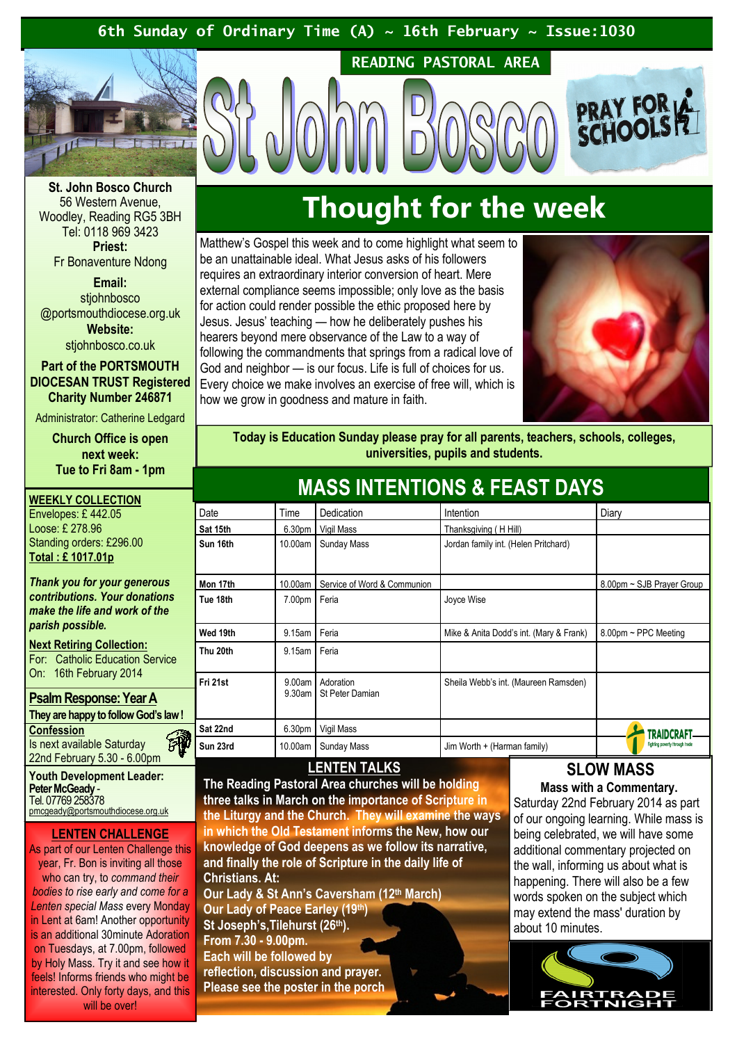6th Sunday of Ordinary Time (A) ~ 16th February ~ Issue:1030

READING PASTORAL AREA

# St John Bosco

PRAY FOR SCHOOLS

**St. John Bosco Church**
56 Western Avenue,
Woodley, Reading RG5 3BH
Tel: 0118 969 3423

**Priest:**
Fr Bonaventure Ndong

**Email:**
stjohnbosco
@portsmouthdiocese.org.uk

**Website:**
stjohnbosco.co.uk

**Part of the PORTSMOUTH DIOCESAN TRUST Registered Charity Number 246871**

Administrator: Catherine Ledgard

**Church Office is open next week: Tue to Fri 8am - 1pm**

## Thought for the week

Matthew's Gospel this week and to come highlight what seem to be an unattainable ideal. What Jesus asks of his followers requires an extraordinary interior conversion of heart. Mere external compliance seems impossible; only love as the basis for action could render possible the ethic proposed here by Jesus. Jesus' teaching — how he deliberately pushes his hearers beyond mere observance of the Law to a way of following the commandments that springs from a radical love of God and neighbor — is our focus. Life is full of choices for us. Every choice we make involves an exercise of free will, which is how we grow in goodness and mature in faith.

**Today is Education Sunday please pray for all parents, teachers, schools, colleges, universities, pupils and students.**

## MASS INTENTIONS & FEAST DAYS

| Date | Time | Dedication | Intention | Diary |
|---|---|---|---|---|
| Sat 15th | 6.30pm | Vigil Mass | Thanksgiving ( H Hill) | |
| Sun 16th | 10.00am | Sunday Mass | Jordan family int. (Helen Pritchard) | |
| Mon 17th | 10.00am | Service of Word & Communion | | 8.00pm ~ SJB Prayer Group |
| Tue 18th | 7.00pm | Feria | Joyce Wise | |
| Wed 19th | 9.15am | Feria | Mike & Anita Dodd's int. (Mary & Frank) | 8.00pm ~ PPC Meeting |
| Thu 20th | 9.15am | Feria | | |
| Fri 21st | 9.00am<br>9.30am | Adoration<br>St Peter Damian | Sheila Webb's int. (Maureen Ramsden) | |
| Sat 22nd | 6.30pm | Vigil Mass | | |
| Sun 23rd | 10.00am | Sunday Mass | Jim Worth + (Harman family) | |

TRAIDCRAFT
Fighting poverty through trade

**WEEKLY COLLECTION**
Envelopes: £ 442.05
Loose: £ 278.96
Standing orders: £296.00
**Total : £ 1017.01p**

***Thank you for your generous contributions. Your donations make the life and work of the parish possible.***

**Next Retiring Collection:**
For: Catholic Education Service
On: 16th February 2014

**Psalm Response: Year A**
**They are happy to follow God's law!**

**Confession**
Is next available Saturday 22nd February 5.30 - 6.00pm

**Youth Development Leader:**
**Peter McGeady** -
Tel. 07769 258378
pmcgeady@portsmouthdiocese.org.uk

### LENTEN CHALLENGE

As part of our Lenten Challenge this year, Fr. Bon is inviting all those who can try, to *command their bodies to rise early and come for a Lenten special Mass* every Monday in Lent at 6am! Another opportunity is an additional 30minute Adoration on Tuesdays, at 7.00pm, followed by Holy Mass. Try it and see how it feels! Informs friends who might be interested. Only forty days, and this will be over!

### LENTEN TALKS

**The Reading Pastoral Area churches will be holding three talks in March on the importance of Scripture in the Liturgy and the Church. They will examine the ways in which the Old Testament informs the New, how our knowledge of God deepens as we follow its narrative, and finally the role of Scripture in the daily life of Christians. At:**
**Our Lady & St Ann's Caversham (12th March)**
**Our Lady of Peace Earley (19th)**
**St Joseph's,Tilehurst (26th).**
**From 7.30 - 9.00pm.**
**Each will be followed by reflection, discussion and prayer.**
**Please see the poster in the porch**

### SLOW MASS

**Mass with a Commentary.**
Saturday 22nd February 2014 as part of our ongoing learning. While mass is being celebrated, we will have some additional commentary projected on the wall, informing us about what is happening. There will also be a few words spoken on the subject which may extend the mass' duration by about 10 minutes.

FAIRTRADE FORTNIGHT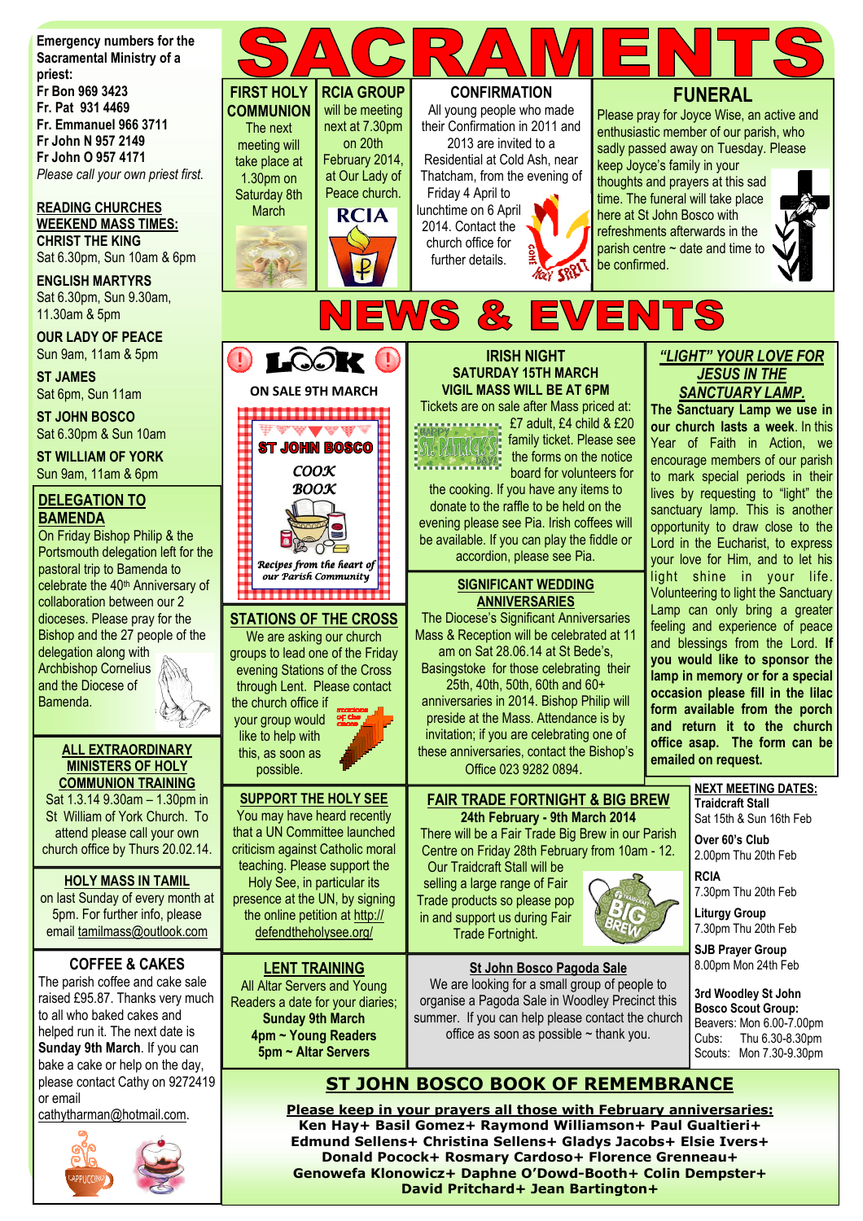**Emergency numbers for the Sacramental Ministry of a priest:**
**Fr Bon 969 3423**
**Fr. Pat 931 4469**
**Fr. Emmanuel 966 3711**
**Fr John N 957 2149**
**Fr John O 957 4171**
*Please call your own priest first.*

**READING CHURCHES WEEKEND MASS TIMES:**

**CHRIST THE KING**
Sat 6.30pm, Sun 10am & 6pm

**ENGLISH MARTYRS**
Sat 6.30pm, Sun 9.30am, 11.30am & 5pm

**OUR LADY OF PEACE**
Sun 9am, 11am & 5pm

**ST JAMES**
Sat 6pm, Sun 11am

**ST JOHN BOSCO**
Sat 6.30pm & Sun 10am

**ST WILLIAM OF YORK**
Sun 9am, 11am & 6pm

**DELEGATION TO BAMENDA**
On Friday Bishop Philip & the Portsmouth delegation left for the pastoral trip to Bamenda to celebrate the 40th Anniversary of collaboration between our 2 dioceses. Please pray for the Bishop and the 27 people of the delegation along with Archbishop Cornelius and the Diocese of Bamenda.

**ALL EXTRAORDINARY MINISTERS OF HOLY COMMUNION TRAINING**
Sat 1.3.14 9.30am – 1.30pm in St William of York Church. To attend please call your own church office by Thurs 20.02.14.

**HOLY MASS IN TAMIL**
on last Sunday of every month at 5pm. For further info, please email tamilmass@outlook.com

**COFFEE & CAKES**
The parish coffee and cake sale raised £95.87. Thanks very much to all who baked cakes and helped run it. The next date is **Sunday 9th March**. If you can bake a cake or help on the day, please contact Cathy on 9272419 or email cathytharman@hotmail.com.

# SACRAMENTS

**FIRST HOLY COMMUNION**
The next meeting will take place at 1.30pm on Saturday 8th March

**RCIA GROUP**
will be meeting next at 7.30pm on 20th February 2014, at Our Lady of Peace church.

**CONFIRMATION**
All young people who made their Confirmation in 2011 and 2013 are invited to a Residential at Cold Ash, near Thatcham, from the evening of Friday 4 April to lunchtime on 6 April 2014. Contact the church office for further details.

**FUNERAL**
Please pray for Joyce Wise, an active and enthusiastic member of our parish, who sadly passed away on Tuesday. Please keep Joyce's family in your thoughts and prayers at this sad time. The funeral will take place here at St John Bosco with refreshments afterwards in the parish centre ~ date and time to be confirmed.

# NEWS & EVENTS

**LOOK**
**ON SALE 9TH MARCH**
ST JOHN BOSCO COOK BOOK
*Recipes from the heart of our Parish Community*

**STATIONS OF THE CROSS**
We are asking our church groups to lead one of the Friday evening Stations of the Cross through Lent. Please contact the church office if your group would like to help with this, as soon as possible.

**IRISH NIGHT**
**SATURDAY 15TH MARCH**
**VIGIL MASS WILL BE AT 6PM**
Tickets are on sale after Mass priced at: £7 adult, £4 child & £20 family ticket. Please see the forms on the notice board for volunteers for the cooking. If you have any items to donate to the raffle to be held on the evening please see Pia. Irish coffees will be available. If you can play the fiddle or accordion, please see Pia.

**SIGNIFICANT WEDDING ANNIVERSARIES**
The Diocese's Significant Anniversaries Mass & Reception will be celebrated at 11 am on Sat 28.06.14 at St Bede's, Basingstoke for those celebrating their 25th, 40th, 50th, 60th and 60+ anniversaries in 2014. Bishop Philip will preside at the Mass. Attendance is by invitation; if you are celebrating one of these anniversaries, contact the Bishop's Office 023 9282 0894.

***"LIGHT" YOUR LOVE FOR JESUS IN THE SANCTUARY LAMP.***
**The Sanctuary Lamp we use in our church lasts a week.** In this Year of Faith in Action, we encourage members of our parish to mark special periods in their lives by requesting to "light" the sanctuary lamp. This is another opportunity to draw close to the Lord in the Eucharist, to express your love for Him, and to let his light shine in your life. Volunteering to light the Sanctuary Lamp can only bring a greater feeling and experience of peace and blessings from the Lord. **If you would like to sponsor the lamp in memory or for a special occasion please fill in the lilac form available from the porch and return it to the church office asap. The form can be emailed on request.**

**SUPPORT THE HOLY SEE**
You may have heard recently that a UN Committee launched criticism against Catholic moral teaching. Please support the Holy See, in particular its presence at the UN, by signing the online petition at http://defendtheholysee.org/

**FAIR TRADE FORTNIGHT & BIG BREW**
**24th February - 9th March 2014**
There will be a Fair Trade Big Brew in our Parish Centre on Friday 28th February from 10am - 12. Our Traidcraft Stall will be selling a large range of Fair Trade products so please pop in and support us during Fair Trade Fortnight.

**NEXT MEETING DATES:**

**Traidcraft Stall**
Sat 15th & Sun 16th Feb

**Over 60's Club**
2.00pm Thu 20th Feb

**RCIA**
7.30pm Thu 20th Feb

**Liturgy Group**
7.30pm Thu 20th Feb

**SJB Prayer Group**
8.00pm Mon 24th Feb

**3rd Woodley St John Bosco Scout Group:**
Beavers: Mon 6.00-7.00pm
Cubs: Thu 6.30-8.30pm
Scouts: Mon 7.30-9.30pm

**LENT TRAINING**
All Altar Servers and Young Readers a date for your diaries;
**Sunday 9th March**
**4pm ~ Young Readers**
**5pm ~ Altar Servers**

**St John Bosco Pagoda Sale**
We are looking for a small group of people to organise a Pagoda Sale in Woodley Precinct this summer. If you can help please contact the church office as soon as possible ~ thank you.

**ST JOHN BOSCO BOOK OF REMEMBRANCE**

**Please keep in your prayers all those with February anniversaries:**
**Ken Hay+ Basil Gomez+ Raymond Williamson+ Paul Gualtieri+ Edmund Sellens+ Christina Sellens+ Gladys Jacobs+ Elsie Ivers+ Donald Pocock+ Rosmary Cardoso+ Florence Grenneau+ Genowefa Klonowicz+ Daphne O'Dowd-Booth+ Colin Dempster+ David Pritchard+ Jean Bartington+**